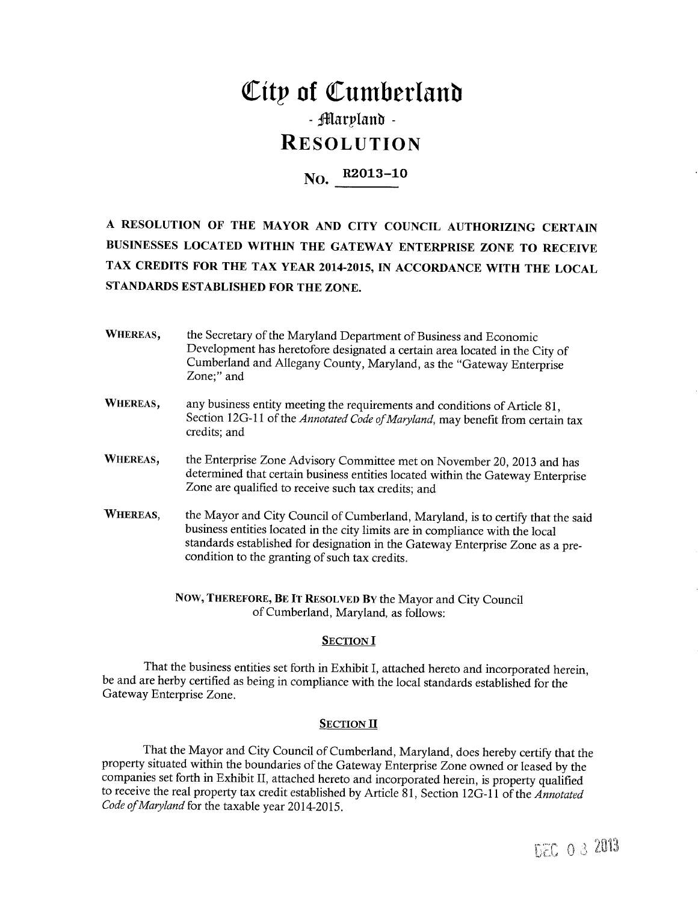# City of Cumberland

## - Maryland -

## RESOLUTION

### No. R2013-10

**A RESOLUTION OF THE MAYOR AND CITY COUNCIL AUTHORIZING CERTAIN BUSINESSES LOCATED WITHIN THE GATEWAY ENTERPRISE ZONE TO RECEIVE TAX CREDITS FOR THE TAX YEAR 2014-2015, IN ACCORDANCE WITH THE LOCAL STANDARDS ESTABLISHED FOR THE ZONE.**

**WHEREAS,** the Secretary of the Maryland Department of Business and Economic Development has heretofore designated a certain area located in the City of Cumberland and Allegany County, Maryland, as the "Gateway Enterprise Zone;" and

**WHEREAS,** any business entity meeting the requirements and conditions of Article 81, Section 12G-11 of the *Annotated Code of Maryland*, may benefit from certain tax credits; and

**WHEREAS,** the Enterprise Zone Advisory Committee met on November 20, 2013 and has determined that certain business entities located within the Gateway Enterprise Zone are qualified to receive such tax credits; and

**WHEREAS,** the Mayor and City Council of Cumberland, Maryland, is to certify that the said business entities located in the city limits are in compliance with the local standards established for designation in the Gateway Enterprise Zone as a pre-condition to the granting of such tax credits.

**NOW, THEREFORE, BE IT RESOLVED BY** the Mayor and City Council of Cumberland, Maryland, as follows:

**SECTION I**

That the business entities set forth in Exhibit I, attached hereto and incorporated herein, be and are herby certified as being in compliance with the local standards established for the Gateway Enterprise Zone.

**SECTION II**

That the Mayor and City Council of Cumberland, Maryland, does hereby certify that the property situated within the boundaries of the Gateway Enterprise Zone owned or leased by the companies set forth in Exhibit II, attached hereto and incorporated herein, is property qualified to receive the real property tax credit established by Article 81, Section 12G-11 of the *Annotated Code of Maryland* for the taxable year 2014-2015.

DEC 03 2013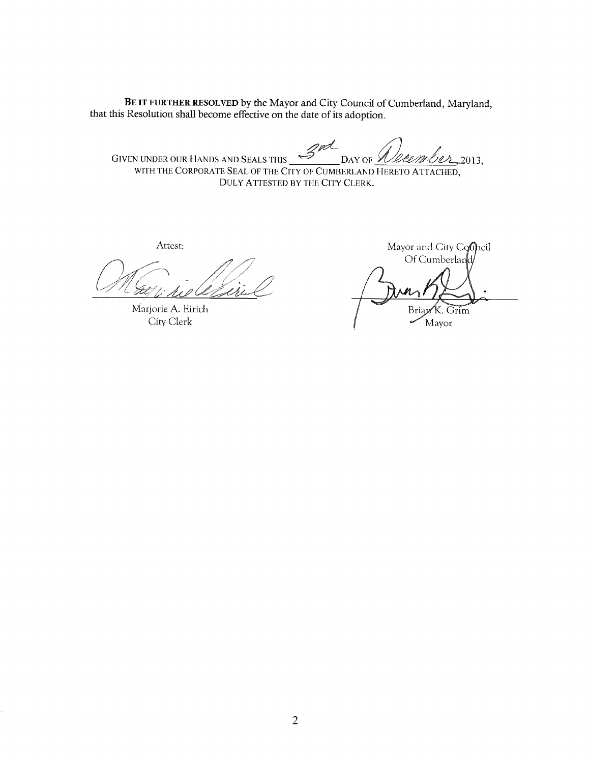**BE IT FURTHER RESOLVED** by the Mayor and City Council of Cumberland, Maryland, that this Resolution shall become effective on the date of its adoption.

GIVEN UNDER OUR HANDS AND SEALS THIS 3rd DAY OF December 2013, WITH THE CORPORATE SEAL OF THE CITY OF CUMBERLAND HERETO ATTACHED, DULY ATTESTED BY THE CITY CLERK.

Attest:

Marjorie A. Eirich
City Clerk

Mayor and City Council
Of Cumberland

Brian K. Grim
Mayor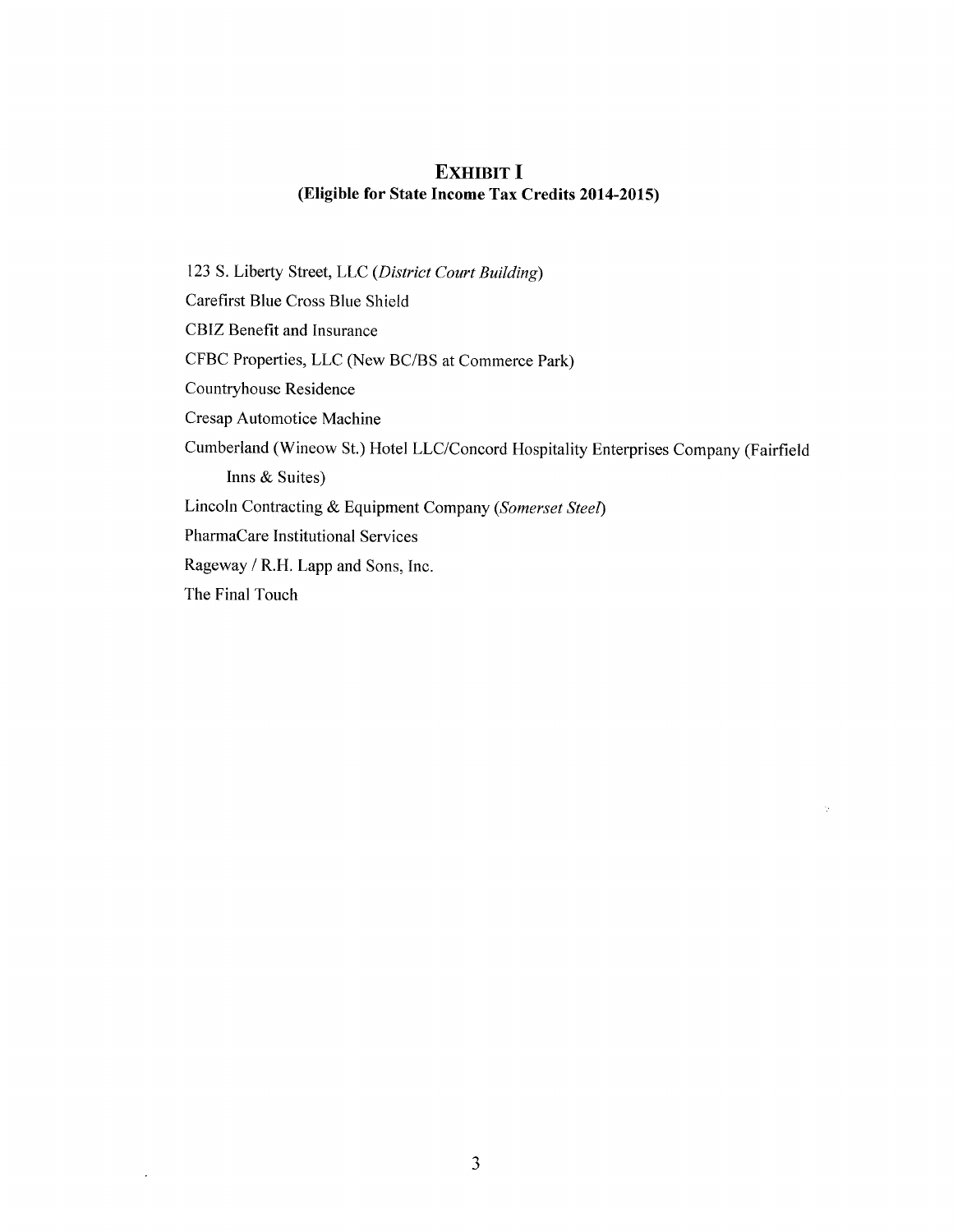## **EXHIBIT I**
### **(Eligible for State Income Tax Credits 2014-2015)**

123 S. Liberty Street, LLC (*District Court Building*)

Carefirst Blue Cross Blue Shield

CBIZ Benefit and Insurance

CFBC Properties, LLC (New BC/BS at Commerce Park)

Countryhouse Residence

Cresap Automotice Machine

Cumberland (Wineow St.) Hotel LLC/Concord Hospitality Enterprises Company (Fairfield Inns & Suites)

Lincoln Contracting & Equipment Company (*Somerset Steel*)

PharmaCare Institutional Services

Rageway / R.H. Lapp and Sons, Inc.

The Final Touch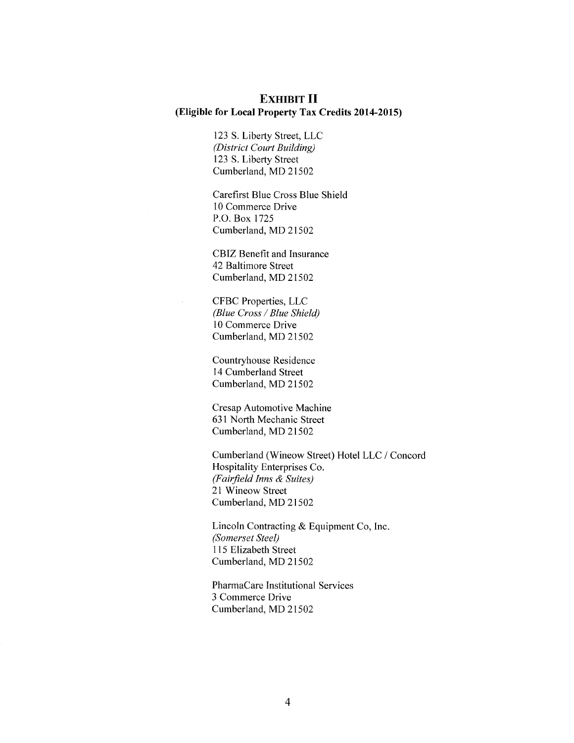# EXHIBIT II
## (Eligible for Local Property Tax Credits 2014-2015)

123 S. Liberty Street, LLC  
*(District Court Building)*  
123 S. Liberty Street  
Cumberland, MD 21502

Carefirst Blue Cross Blue Shield  
10 Commerce Drive  
P.O. Box 1725  
Cumberland, MD 21502

CBIZ Benefit and Insurance  
42 Baltimore Street  
Cumberland, MD 21502

CFBC Properties, LLC  
*(Blue Cross / Blue Shield)*  
10 Commerce Drive  
Cumberland, MD 21502

Countryhouse Residence  
14 Cumberland Street  
Cumberland, MD 21502

Cresap Automotive Machine  
631 North Mechanic Street  
Cumberland, MD 21502

Cumberland (Wineow Street) Hotel LLC / Concord Hospitality Enterprises Co.  
*(Fairfield Inns & Suites)*  
21 Wineow Street  
Cumberland, MD 21502

Lincoln Contracting & Equipment Co, Inc.  
*(Somerset Steel)*  
115 Elizabeth Street  
Cumberland, MD 21502

PharmaCare Institutional Services  
3 Commerce Drive  
Cumberland, MD 21502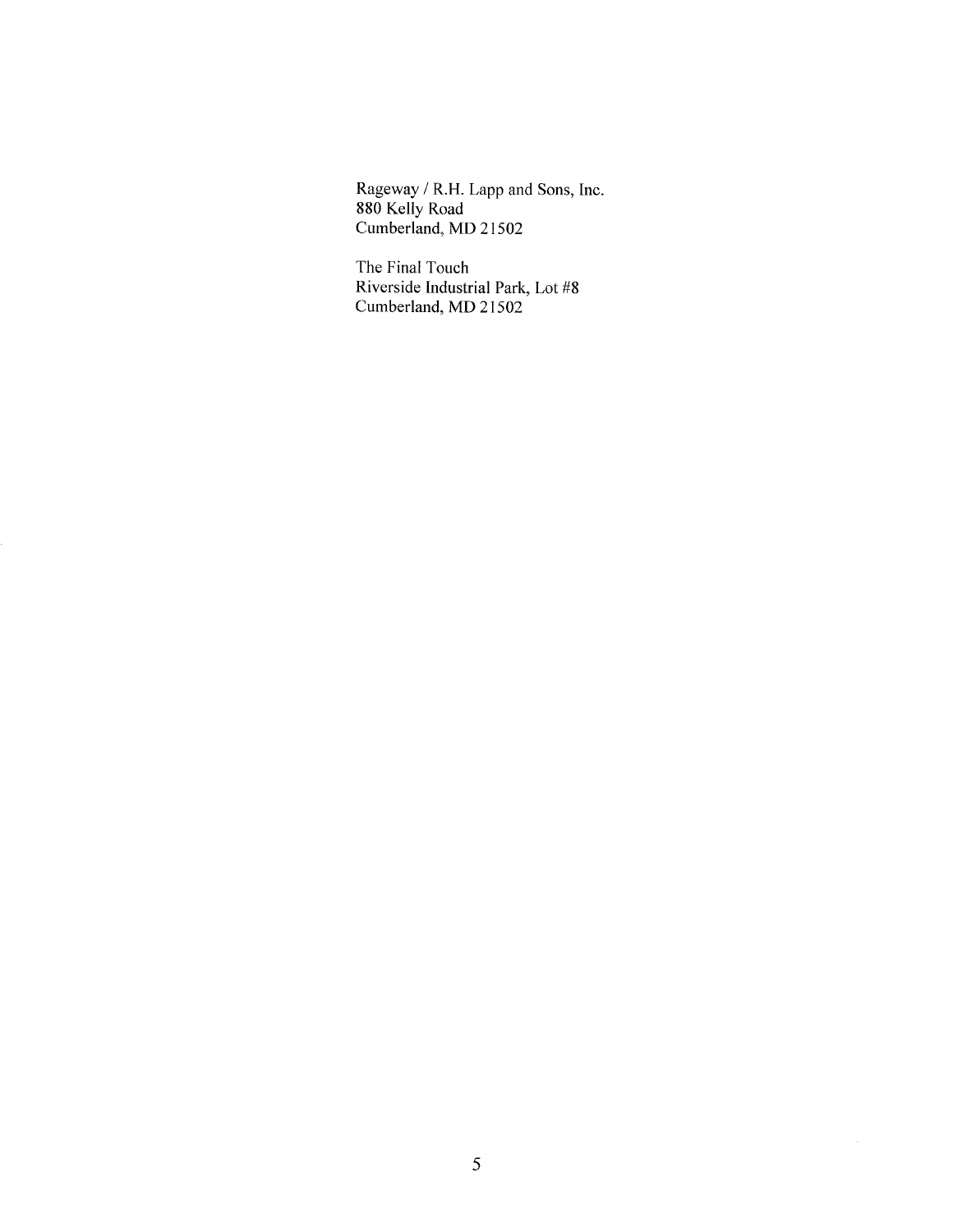Rageway / R.H. Lapp and Sons, Inc.
880 Kelly Road
Cumberland, MD 21502

The Final Touch
Riverside Industrial Park, Lot #8
Cumberland, MD 21502